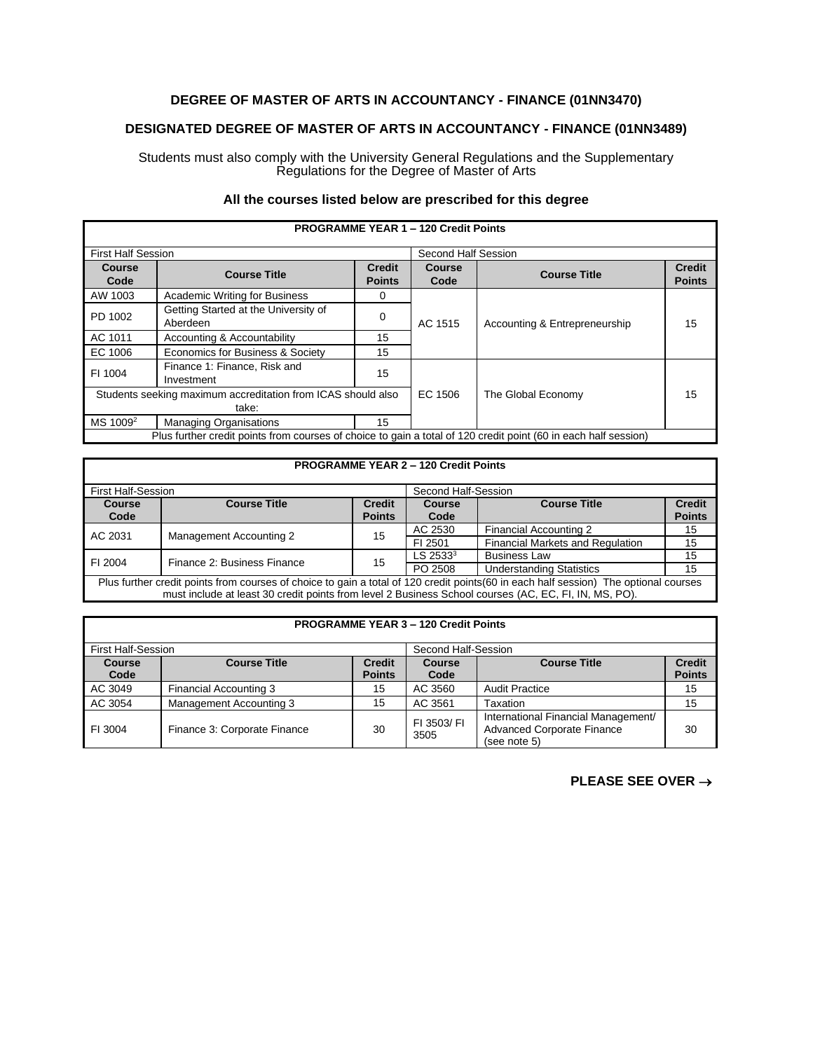**DEGREE OF MASTER OF ARTS IN ACCOUNTANCY - FINANCE (01NN3470)**

**DESIGNATED DEGREE OF MASTER OF ARTS IN ACCOUNTANCY - FINANCE (01NN3489)**

Students must also comply with the University General Regulations and the Supplementary Regulations for the Degree of Master of Arts

**All the courses listed below are prescribed for this degree**

| PROGRAMME YEAR 1 – 120 Credit Points | | | | | |
|---|---|---|---|---|---|
| First Half Session | | | Second Half Session | | |
| **Course Code** | **Course Title** | **Credit Points** | **Course Code** | **Course Title** | **Credit Points** |
| AW 1003 | Academic Writing for Business | 0 | AC 1515 | Accounting & Entrepreneurship | 15 |
| PD 1002 | Getting Started at the University of Aberdeen | 0 | | | |
| AC 1011 | Accounting & Accountability | 15 | | | |
| EC 1006 | Economics for Business & Society | 15 | | | |
| FI 1004 | Finance 1: Finance, Risk and Investment | 15 | EC 1506 | The Global Economy | 15 |
| Students seeking maximum accreditation from ICAS should also take: | | | | | |
| MS 1009[2] | Managing Organisations | 15 | | | |
| Plus further credit points from courses of choice to gain a total of 120 credit point (60 in each half session) | | | | | |

| PROGRAMME YEAR 2 – 120 Credit Points | | | | | |
|---|---|---|---|---|---|
| First Half-Session | | | Second Half-Session | | |
| **Course Code** | **Course Title** | **Credit Points** | **Course Code** | **Course Title** | **Credit Points** |
| AC 2031 | Management Accounting 2 | 15 | AC 2530 | Financial Accounting 2 | 15 |
| | | | FI 2501 | Financial Markets and Regulation | 15 |
| FI 2004 | Finance 2: Business Finance | 15 | LS 2533[3] | Business Law | 15 |
| | | | PO 2508 | Understanding Statistics | 15 |
| Plus further credit points from courses of choice to gain a total of 120 credit points(60 in each half session) The optional courses must include at least 30 credit points from level 2 Business School courses (AC, EC, FI, IN, MS, PO). | | | | | |

| PROGRAMME YEAR 3 – 120 Credit Points | | | | | |
|---|---|---|---|---|---|
| First Half-Session | | | Second Half-Session | | |
| **Course Code** | **Course Title** | **Credit Points** | **Course Code** | **Course Title** | **Credit Points** |
| AC 3049 | Financial Accounting 3 | 15 | AC 3560 | Audit Practice | 15 |
| AC 3054 | Management Accounting 3 | 15 | AC 3561 | Taxation | 15 |
| FI 3004 | Finance 3: Corporate Finance | 30 | FI 3503/ FI 3505 | International Financial Management/ Advanced Corporate Finance (see note 5) | 30 |

**PLEASE SEE OVER →**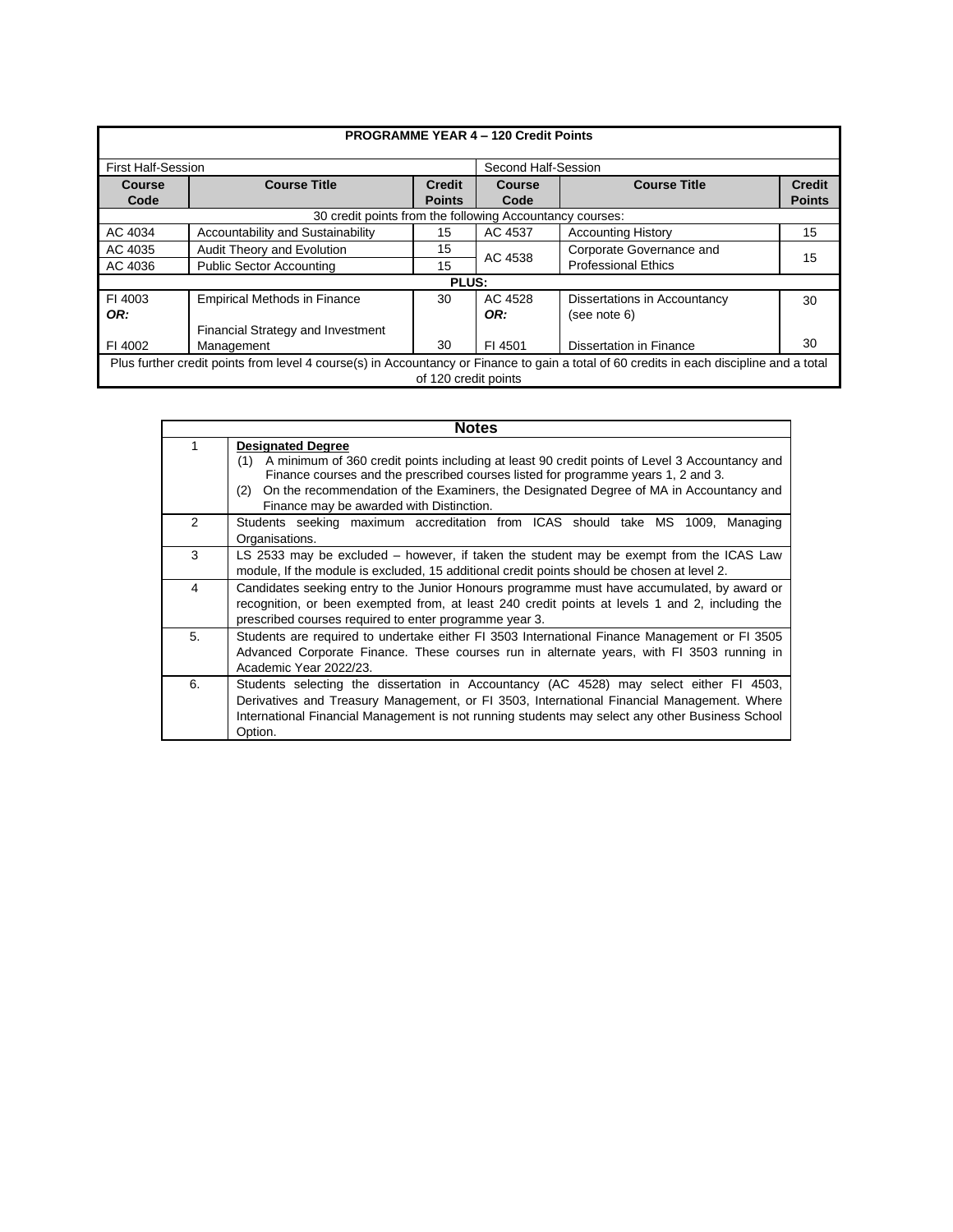| PROGRAMME YEAR 4 – 120 Credit Points | | | | | |
|---|---|---|---|---|---|
| First Half-Session | | | Second Half-Session | | |
| **Course Code** | **Course Title** | **Credit Points** | **Course Code** | **Course Title** | **Credit Points** |
| 30 credit points from the following Accountancy courses: | | | | | |
| AC 4034 | Accountability and Sustainability | 15 | AC 4537 | Accounting History | 15 |
| AC 4035 | Audit Theory and Evolution | 15 | AC 4538 | Corporate Governance and Professional Ethics | 15 |
| AC 4036 | Public Sector Accounting | 15 | | | |
| **PLUS:** | | | | | |
| FI 4003 | Empirical Methods in Finance | 30 | AC 4528 | Dissertations in Accountancy (see note 6) | 30 |
| ***OR:*** | | | ***OR:*** | | |
| FI 4002 | Financial Strategy and Investment Management | 30 | FI 4501 | Dissertation in Finance | 30 |
| Plus further credit points from level 4 course(s) in Accountancy or Finance to gain a total of 60 credits in each discipline and a total of 120 credit points | | | | | |

| Notes | |
|---|---|
| 1 | **Designated Degree**<br>(1) A minimum of 360 credit points including at least 90 credit points of Level 3 Accountancy and Finance courses and the prescribed courses listed for programme years 1, 2 and 3.<br>(2) On the recommendation of the Examiners, the Designated Degree of MA in Accountancy and Finance may be awarded with Distinction. |
| 2 | Students seeking maximum accreditation from ICAS should take MS 1009, Managing Organisations. |
| 3 | LS 2533 may be excluded – however, if taken the student may be exempt from the ICAS Law module, If the module is excluded, 15 additional credit points should be chosen at level 2. |
| 4 | Candidates seeking entry to the Junior Honours programme must have accumulated, by award or recognition, or been exempted from, at least 240 credit points at levels 1 and 2, including the prescribed courses required to enter programme year 3. |
| 5. | Students are required to undertake either FI 3503 International Finance Management or FI 3505 Advanced Corporate Finance. These courses run in alternate years, with FI 3503 running in Academic Year 2022/23. |
| 6. | Students selecting the dissertation in Accountancy (AC 4528) may select either FI 4503, Derivatives and Treasury Management, or FI 3503, International Financial Management. Where International Financial Management is not running students may select any other Business School Option. |